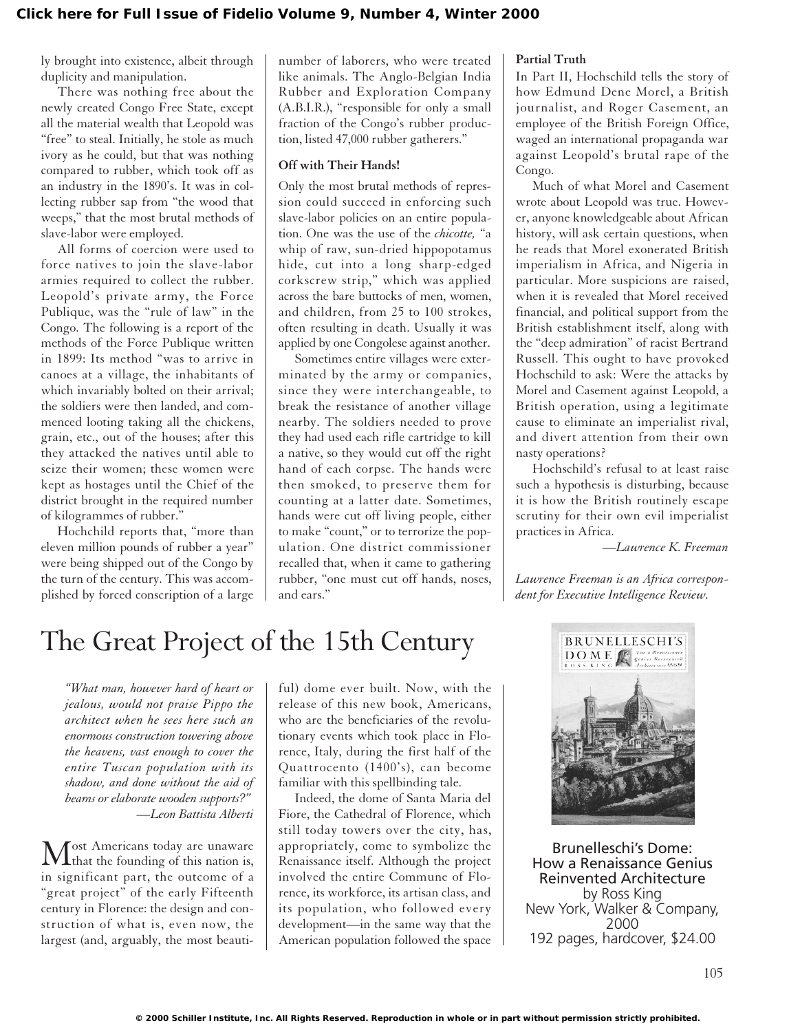ly brought into existence, albeit through duplicity and manipulation.

There was nothing free about the newly created Congo Free State, except all the material wealth that Leopold was "free" to steal. Initially, he stole as much ivory as he could, but that was nothing compared to rubber, which took off as an industry in the 1890's. It was in collecting rubber sap from "the wood that weeps," that the most brutal methods of slave-labor were employed.

All forms of coercion were used to force natives to join the slave-labor armies required to collect the rubber. Leopold's private army, the Force Publique, was the "rule of law" in the Congo. The following is a report of the methods of the Force Publique written in 1899: Its method "was to arrive in canoes at a village, the inhabitants of which invariably bolted on their arrival; the soldiers were then landed, and commenced looting taking all the chickens, grain, etc., out of the houses; after this they attacked the natives until able to seize their women; these women were kept as hostages until the Chief of the district brought in the required number of kilogrammes of rubber."

Hochchild reports that, "more than eleven million pounds of rubber a year" were being shipped out of the Congo by the turn of the century. This was accomplished by forced conscription of a large number of laborers, who were treated like animals. The Anglo-Belgian India Rubber and Exploration Company (A.B.I.R.), "responsible for only a small fraction of the Congo's rubber production, listed 47,000 rubber gatherers."

### Off with Their Hands!

Only the most brutal methods of repression could succeed in enforcing such slave-labor policies on an entire population. One was the use of the *chicotte,* "a whip of raw, sun-dried hippopotamus hide, cut into a long sharp-edged corkscrew strip," which was applied across the bare buttocks of men, women, and children, from 25 to 100 strokes, often resulting in death. Usually it was applied by one Congolese against another.

Sometimes entire villages were exterminated by the army or companies, since they were interchangeable, to break the resistance of another village nearby. The soldiers needed to prove they had used each rifle cartridge to kill a native, so they would cut off the right hand of each corpse. The hands were then smoked, to preserve them for counting at a latter date. Sometimes, hands were cut off living people, either to make "count," or to terrorize the population. One district commissioner recalled that, when it came to gathering rubber, "one must cut off hands, noses, and ears."

### Partial Truth

In Part II, Hochschild tells the story of how Edmund Dene Morel, a British journalist, and Roger Casement, an employee of the British Foreign Office, waged an international propaganda war against Leopold's brutal rape of the Congo.

Much of what Morel and Casement wrote about Leopold was true. However, anyone knowledgeable about African history, will ask certain questions, when he reads that Morel exonerated British imperialism in Africa, and Nigeria in particular. More suspicions are raised, when it is revealed that Morel received financial, and political support from the British establishment itself, along with the "deep admiration" of racist Bertrand Russell. This ought to have provoked Hochschild to ask: Were the attacks by Morel and Casement against Leopold, a British operation, using a legitimate cause to eliminate an imperialist rival, and divert attention from their own nasty operations?

Hochschild's refusal to at least raise such a hypothesis is disturbing, because it is how the British routinely escape scrutiny for their own evil imperialist practices in Africa.

*—Lawrence K. Freeman*

*Lawrence Freeman is an Africa correspondent for Executive Intelligence Review.*

# The Great Project of the 15th Century

*"What man, however hard of heart or jealous, would not praise Pippo the architect when he sees here such an enormous construction towering above the heavens, vast enough to cover the entire Tuscan population with its shadow, and done without the aid of beams or elaborate wooden supports?"*
*—Leon Battista Alberti*

Most Americans today are unaware that the founding of this nation is, in significant part, the outcome of a "great project" of the early Fifteenth century in Florence: the design and construction of what is, even now, the largest (and, arguably, the most beautiful) dome ever built. Now, with the release of this new book, Americans, who are the beneficiaries of the revolutionary events which took place in Florence, Italy, during the first half of the Quattrocento (1400's), can become familiar with this spellbinding tale.

Indeed, the dome of Santa Maria del Fiore, the Cathedral of Florence, which still today towers over the city, has, appropriately, come to symbolize the Renaissance itself. Although the project involved the entire Commune of Florence, its workforce, its artisan class, and its population, who followed every development—in the same way that the American population followed the space

Brunelleschi's Dome: How a Renaissance Genius Reinvented Architecture
by Ross King
New York, Walker & Company, 2000
192 pages, hardcover, $24.00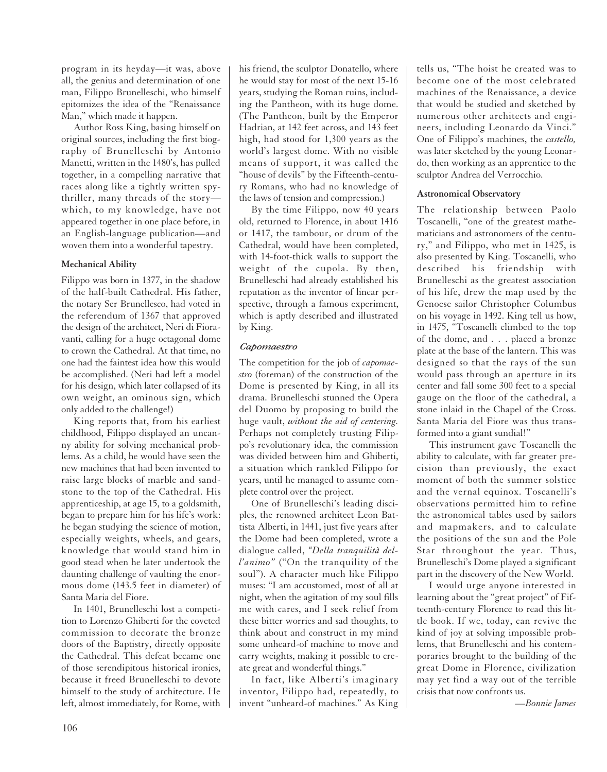program in its heyday—it was, above all, the genius and determination of one man, Filippo Brunelleschi, who himself epitomizes the idea of the "Renaissance Man," which made it happen.

Author Ross King, basing himself on original sources, including the first biography of Brunelleschi by Antonio Manetti, written in the 1480's, has pulled together, in a compelling narrative that races along like a tightly written spy-thriller, many threads of the story—which, to my knowledge, have not appeared together in one place before, in an English-language publication—and woven them into a wonderful tapestry.

**Mechanical Ability**

Filippo was born in 1377, in the shadow of the half-built Cathedral. His father, the notary Ser Brunellesco, had voted in the referendum of 1367 that approved the design of the architect, Neri di Fioravanti, calling for a huge octagonal dome to crown the Cathedral. At that time, no one had the faintest idea how this would be accomplished. (Neri had left a model for his design, which later collapsed of its own weight, an ominous sign, which only added to the challenge!)

King reports that, from his earliest childhood, Filippo displayed an uncanny ability for solving mechanical problems. As a child, he would have seen the new machines that had been invented to raise large blocks of marble and sandstone to the top of the Cathedral. His apprenticeship, at age 15, to a goldsmith, began to prepare him for his life's work: he began studying the science of motion, especially weights, wheels, and gears, knowledge that would stand him in good stead when he later undertook the daunting challenge of vaulting the enormous dome (143.5 feet in diameter) of Santa Maria del Fiore.

In 1401, Brunelleschi lost a competition to Lorenzo Ghiberti for the coveted commission to decorate the bronze doors of the Baptistry, directly opposite the Cathedral. This defeat became one of those serendipitous historical ironies, because it freed Brunelleschi to devote himself to the study of architecture. He left, almost immediately, for Rome, with his friend, the sculptor Donatello, where he would stay for most of the next 15-16 years, studying the Roman ruins, including the Pantheon, with its huge dome. (The Pantheon, built by the Emperor Hadrian, at 142 feet across, and 143 feet high, had stood for 1,300 years as the world's largest dome. With no visible means of support, it was called the "house of devils" by the Fifteenth-century Romans, who had no knowledge of the laws of tension and compression.)

By the time Filippo, now 40 years old, returned to Florence, in about 1416 or 1417, the tambour, or drum of the Cathedral, would have been completed, with 14-foot-thick walls to support the weight of the cupola. By then, Brunelleschi had already established his reputation as the inventor of linear perspective, through a famous experiment, which is aptly described and illustrated by King.

***Capomaestro***

The competition for the job of *capomaestro* (foreman) of the construction of the Dome is presented by King, in all its drama. Brunelleschi stunned the Opera del Duomo by proposing to build the huge vault, *without the aid of centering*. Perhaps not completely trusting Filippo's revolutionary idea, the commission was divided between him and Ghiberti, a situation which rankled Filippo for years, until he managed to assume complete control over the project.

One of Brunelleschi's leading disciples, the renowned architect Leon Battista Alberti, in 1441, just five years after the Dome had been completed, wrote a dialogue called, *"Della tranquilità dell'animo"* ("On the tranquility of the soul"). A character much like Filippo muses: "I am accustomed, most of all at night, when the agitation of my soul fills me with cares, and I seek relief from these bitter worries and sad thoughts, to think about and construct in my mind some unheard-of machine to move and carry weights, making it possible to create great and wonderful things."

In fact, like Alberti's imaginary inventor, Filippo had, repeatedly, to invent "unheard-of machines." As King tells us, "The hoist he created was to become one of the most celebrated machines of the Renaissance, a device that would be studied and sketched by numerous other architects and engineers, including Leonardo da Vinci." One of Filippo's machines, the *castello,* was later sketched by the young Leonardo, then working as an apprentice to the sculptor Andrea del Verrocchio.

**Astronomical Observatory**

The relationship between Paolo Toscanelli, "one of the greatest mathematicians and astronomers of the century," and Filippo, who met in 1425, is also presented by King. Toscanelli, who described his friendship with Brunelleschi as the greatest association of his life, drew the map used by the Genoese sailor Christopher Columbus on his voyage in 1492. King tell us how, in 1475, "Toscanelli climbed to the top of the dome, and . . . placed a bronze plate at the base of the lantern. This was designed so that the rays of the sun would pass through an aperture in its center and fall some 300 feet to a special gauge on the floor of the cathedral, a stone inlaid in the Chapel of the Cross. Santa Maria del Fiore was thus transformed into a giant sundial!"

This instrument gave Toscanelli the ability to calculate, with far greater precision than previously, the exact moment of both the summer solstice and the vernal equinox. Toscanelli's observations permitted him to refine the astronomical tables used by sailors and mapmakers, and to calculate the positions of the sun and the Pole Star throughout the year. Thus, Brunelleschi's Dome played a significant part in the discovery of the New World.

I would urge anyone interested in learning about the "great project" of Fifteenth-century Florence to read this little book. If we, today, can revive the kind of joy at solving impossible problems, that Brunelleschi and his contemporaries brought to the building of the great Dome in Florence, civilization may yet find a way out of the terrible crisis that now confronts us.

*—Bonnie James*